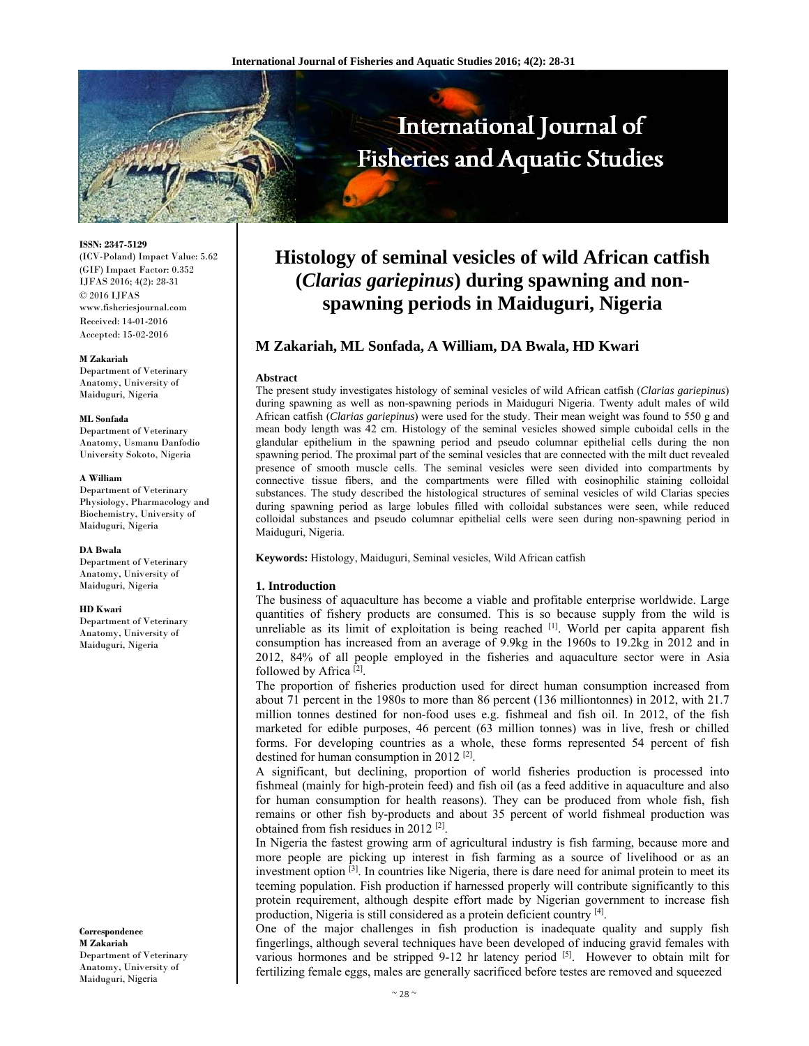# Histology of seminal vesicles of wild African catfish (*Clarias gariepinus*) during spawning and non-spawning periods in Maiduguri, Nigeria

**M Zakariah, ML Sonfada, A William, DA Bwala, HD Kwari**

ISSN: 2347-5129
(ICV-Poland) Impact Value: 5.62
(GIF) Impact Factor: 0.352
IJFAS 2016; 4(2): 28-31
© 2016 IJFAS
www.fisheriesjournal.com
Received: 14-01-2016
Accepted: 15-02-2016

**M Zakariah**
Department of Veterinary Anatomy, University of Maiduguri, Nigeria

**ML Sonfada**
Department of Veterinary Anatomy, Usmanu Danfodio University Sokoto, Nigeria

**A William**
Department of Veterinary Physiology, Pharmacology and Biochemistry, University of Maiduguri, Nigeria

**DA Bwala**
Department of Veterinary Anatomy, University of Maiduguri, Nigeria

**HD Kwari**
Department of Veterinary Anatomy, University of Maiduguri, Nigeria

**Correspondence**
**M Zakariah**
Department of Veterinary Anatomy, University of Maiduguri, Nigeria

**Abstract**

The present study investigates histology of seminal vesicles of wild African catfish (*Clarias gariepinus*) during spawning as well as non-spawning periods in Maiduguri Nigeria. Twenty adult males of wild African catfish (*Clarias gariepinus*) were used for the study. Their mean weight was found to 550 g and mean body length was 42 cm. Histology of the seminal vesicles showed simple cuboidal cells in the glandular epithelium in the spawning period and pseudo columnar epithelial cells during the non spawning period. The proximal part of the seminal vesicles that are connected with the milt duct revealed presence of smooth muscle cells. The seminal vesicles were seen divided into compartments by connective tissue fibers, and the compartments were filled with eosinophilic staining colloidal substances. The study described the histological structures of seminal vesicles of wild Clarias species during spawning period as large lobules filled with colloidal substances were seen, while reduced colloidal substances and pseudo columnar epithelial cells were seen during non-spawning period in Maiduguri, Nigeria.

**Keywords:** Histology, Maiduguri, Seminal vesicles, Wild African catfish

## 1. Introduction

The business of aquaculture has become a viable and profitable enterprise worldwide. Large quantities of fishery products are consumed. This is so because supply from the wild is unreliable as its limit of exploitation is being reached [1]. World per capita apparent fish consumption has increased from an average of 9.9kg in the 1960s to 19.2kg in 2012 and in 2012, 84% of all people employed in the fisheries and aquaculture sector were in Asia followed by Africa [2].

The proportion of fisheries production used for direct human consumption increased from about 71 percent in the 1980s to more than 86 percent (136 milliontonnes) in 2012, with 21.7 million tonnes destined for non-food uses e.g. fishmeal and fish oil. In 2012, of the fish marketed for edible purposes, 46 percent (63 million tonnes) was in live, fresh or chilled forms. For developing countries as a whole, these forms represented 54 percent of fish destined for human consumption in 2012 [2].

A significant, but declining, proportion of world fisheries production is processed into fishmeal (mainly for high-protein feed) and fish oil (as a feed additive in aquaculture and also for human consumption for health reasons). They can be produced from whole fish, fish remains or other fish by-products and about 35 percent of world fishmeal production was obtained from fish residues in 2012 [2].

In Nigeria the fastest growing arm of agricultural industry is fish farming, because more and more people are picking up interest in fish farming as a source of livelihood or as an investment option [3]. In countries like Nigeria, there is dare need for animal protein to meet its teeming population. Fish production if harnessed properly will contribute significantly to this protein requirement, although despite effort made by Nigerian government to increase fish production, Nigeria is still considered as a protein deficient country [4].

One of the major challenges in fish production is inadequate quality and supply fish fingerlings, although several techniques have been developed of inducing gravid females with various hormones and be stripped 9-12 hr latency period [5]. However to obtain milt for fertilizing female eggs, males are generally sacrificed before testes are removed and squeezed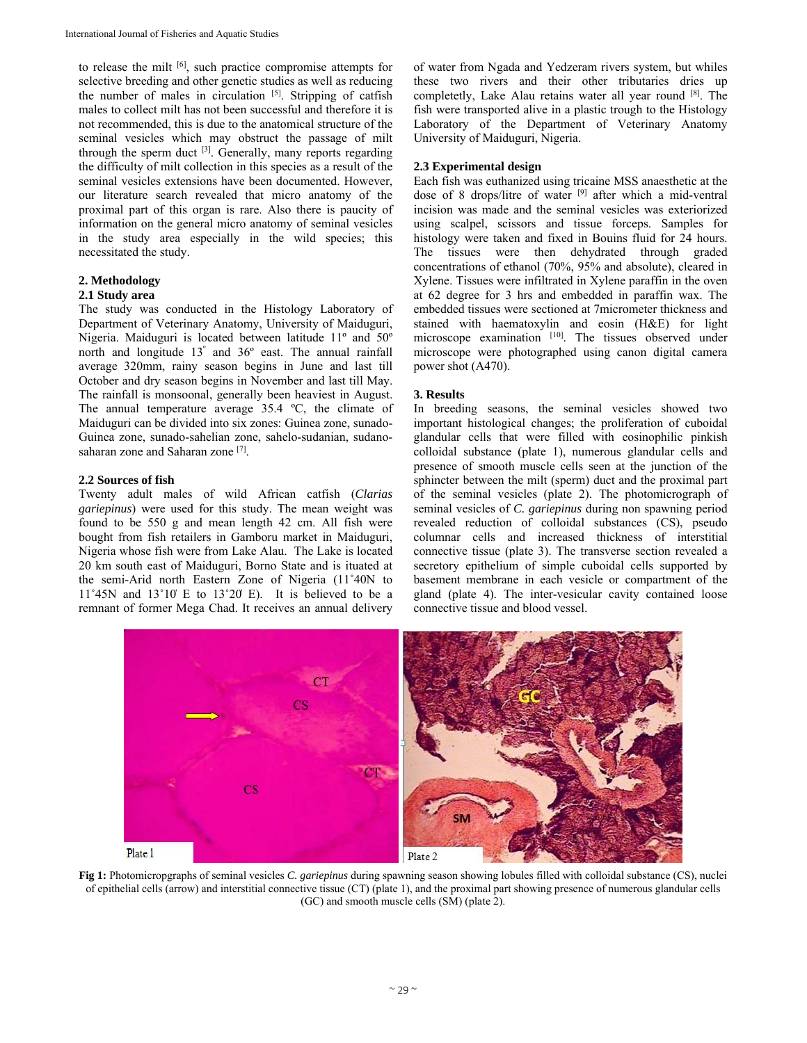to release the milt [6], such practice compromise attempts for selective breeding and other genetic studies as well as reducing the number of males in circulation [5]. Stripping of catfish males to collect milt has not been successful and therefore it is not recommended, this is due to the anatomical structure of the seminal vesicles which may obstruct the passage of milt through the sperm duct [3]. Generally, many reports regarding the difficulty of milt collection in this species as a result of the seminal vesicles extensions have been documented. However, our literature search revealed that micro anatomy of the proximal part of this organ is rare. Also there is paucity of information on the general micro anatomy of seminal vesicles in the study area especially in the wild species; this necessitated the study.

## 2. Methodology

### 2.1 Study area

The study was conducted in the Histology Laboratory of Department of Veterinary Anatomy, University of Maiduguri, Nigeria. Maiduguri is located between latitude 11º and 50º north and longitude 13˚ and 36º east. The annual rainfall average 320mm, rainy season begins in June and last till October and dry season begins in November and last till May. The rainfall is monsoonal, generally been heaviest in August. The annual temperature average 35.4 ºC, the climate of Maiduguri can be divided into six zones: Guinea zone, sunado-Guinea zone, sunado-sahelian zone, sahelo-sudanian, sudano-saharan zone and Saharan zone [7].

### 2.2 Sources of fish

Twenty adult males of wild African catfish (*Clarias gariepinus*) were used for this study. The mean weight was found to be 550 g and mean length 42 cm. All fish were bought from fish retailers in Gamboru market in Maiduguri, Nigeria whose fish were from Lake Alau. The Lake is located 20 km south east of Maiduguri, Borno State and is ituated at the semi-Arid north Eastern Zone of Nigeria (11˚40N to 11˚45N and 13˚10ˊ E to 13˚20ˊ E). It is believed to be a remnant of former Mega Chad. It receives an annual delivery of water from Ngada and Yedzeram rivers system, but whiles these two rivers and their other tributaries dries up completetly, Lake Alau retains water all year round [8]. The fish were transported alive in a plastic trough to the Histology Laboratory of the Department of Veterinary Anatomy University of Maiduguri, Nigeria.

### 2.3 Experimental design

Each fish was euthanized using tricaine MSS anaesthetic at the dose of 8 drops/litre of water [9] after which a mid-ventral incision was made and the seminal vesicles was exteriorized using scalpel, scissors and tissue forceps. Samples for histology were taken and fixed in Bouins fluid for 24 hours. The tissues were then dehydrated through graded concentrations of ethanol (70%, 95% and absolute), cleared in Xylene. Tissues were infiltrated in Xylene paraffin in the oven at 62 degree for 3 hrs and embedded in paraffin wax. The embedded tissues were sectioned at 7micrometer thickness and stained with haematoxylin and eosin (H&E) for light microscope examination [10]. The tissues observed under microscope were photographed using canon digital camera power shot (A470).

## 3. Results

In breeding seasons, the seminal vesicles showed two important histological changes; the proliferation of cuboidal glandular cells that were filled with eosinophilic pinkish colloidal substance (plate 1), numerous glandular cells and presence of smooth muscle cells seen at the junction of the sphincter between the milt (sperm) duct and the proximal part of the seminal vesicles (plate 2). The photomicrograph of seminal vesicles of *C. gariepinus* during non spawning period revealed reduction of colloidal substances (CS), pseudo columnar cells and increased thickness of interstitial connective tissue (plate 3). The transverse section revealed a secretory epithelium of simple cuboidal cells supported by basement membrane in each vesicle or compartment of the gland (plate 4). The inter-vesicular cavity contained loose connective tissue and blood vessel.

**Fig 1:** Photomicropgraphs of seminal vesicles *C. gariepinus* during spawning season showing lobules filled with colloidal substance (CS), nuclei of epithelial cells (arrow) and interstitial connective tissue (CT) (plate 1), and the proximal part showing presence of numerous glandular cells (GC) and smooth muscle cells (SM) (plate 2).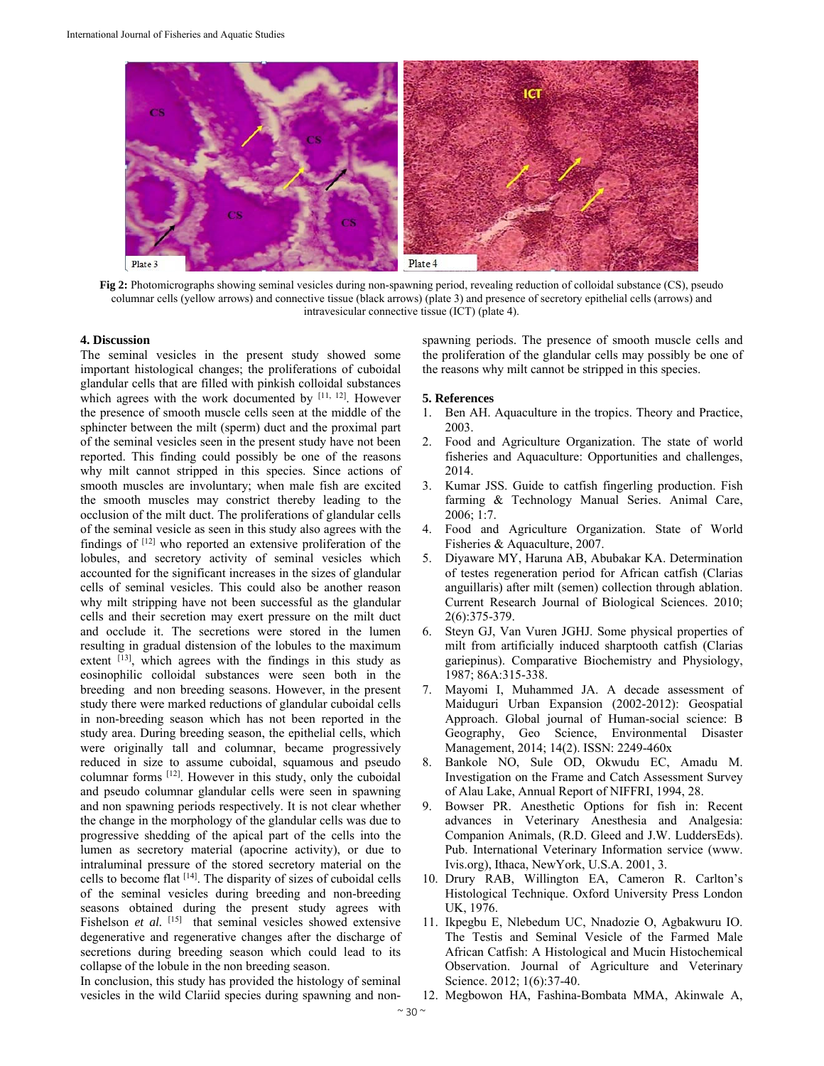**Fig 2:** Photomicrographs showing seminal vesicles during non-spawning period, revealing reduction of colloidal substance (CS), pseudo columnar cells (yellow arrows) and connective tissue (black arrows) (plate 3) and presence of secretory epithelial cells (arrows) and intravesicular connective tissue (ICT) (plate 4).

## 4. Discussion

The seminal vesicles in the present study showed some important histological changes; the proliferations of cuboidal glandular cells that are filled with pinkish colloidal substances which agrees with the work documented by [11, 12]. However the presence of smooth muscle cells seen at the middle of the sphincter between the milt (sperm) duct and the proximal part of the seminal vesicles seen in the present study have not been reported. This finding could possibly be one of the reasons why milt cannot stripped in this species. Since actions of smooth muscles are involuntary; when male fish are excited the smooth muscles may constrict thereby leading to the occlusion of the milt duct. The proliferations of glandular cells of the seminal vesicle as seen in this study also agrees with the findings of [12] who reported an extensive proliferation of the lobules, and secretory activity of seminal vesicles which accounted for the significant increases in the sizes of glandular cells of seminal vesicles. This could also be another reason why milt stripping have not been successful as the glandular cells and their secretion may exert pressure on the milt duct and occlude it. The secretions were stored in the lumen resulting in gradual distension of the lobules to the maximum extent [13], which agrees with the findings in this study as eosinophilic colloidal substances were seen both in the breeding and non breeding seasons. However, in the present study there were marked reductions of glandular cuboidal cells in non-breeding season which has not been reported in the study area. During breeding season, the epithelial cells, which were originally tall and columnar, became progressively reduced in size to assume cuboidal, squamous and pseudo columnar forms [12]. However in this study, only the cuboidal and pseudo columnar glandular cells were seen in spawning and non spawning periods respectively. It is not clear whether the change in the morphology of the glandular cells was due to progressive shedding of the apical part of the cells into the lumen as secretory material (apocrine activity), or due to intraluminal pressure of the stored secretory material on the cells to become flat [14]. The disparity of sizes of cuboidal cells of the seminal vesicles during breeding and non-breeding seasons obtained during the present study agrees with Fishelson *et al.* [15] that seminal vesicles showed extensive degenerative and regenerative changes after the discharge of secretions during breeding season which could lead to its collapse of the lobule in the non breeding season.

In conclusion, this study has provided the histology of seminal vesicles in the wild Clariid species during spawning and non-spawning periods. The presence of smooth muscle cells and the proliferation of the glandular cells may possibly be one of the reasons why milt cannot be stripped in this species.

## 5. References

1. Ben AH. Aquaculture in the tropics. Theory and Practice, 2003.
2. Food and Agriculture Organization. The state of world fisheries and Aquaculture: Opportunities and challenges, 2014.
3. Kumar JSS. Guide to catfish fingerling production. Fish farming & Technology Manual Series. Animal Care, 2006; 1:7.
4. Food and Agriculture Organization. State of World Fisheries & Aquaculture, 2007.
5. Diyaware MY, Haruna AB, Abubakar KA. Determination of testes regeneration period for African catfish (Clarias anguillaris) after milt (semen) collection through ablation. Current Research Journal of Biological Sciences. 2010; 2(6):375-379.
6. Steyn GJ, Van Vuren JGHJ. Some physical properties of milt from artificially induced sharptooth catfish (Clarias gariepinus). Comparative Biochemistry and Physiology, 1987; 86A:315-338.
7. Mayomi I, Muhammed JA. A decade assessment of Maiduguri Urban Expansion (2002-2012): Geospatial Approach. Global journal of Human-social science: B Geography, Geo Science, Environmental Disaster Management, 2014; 14(2). ISSN: 2249-460x
8. Bankole NO, Sule OD, Okwudu EC, Amadu M. Investigation on the Frame and Catch Assessment Survey of Alau Lake, Annual Report of NIFFRI, 1994, 28.
9. Bowser PR. Anesthetic Options for fish in: Recent advances in Veterinary Anesthesia and Analgesia: Companion Animals, (R.D. Gleed and J.W. LuddersEds). Pub. International Veterinary Information service (www.Ivis.org), Ithaca, NewYork, U.S.A. 2001, 3.
10. Drury RAB, Willington EA, Cameron R. Carlton's Histological Technique. Oxford University Press London UK, 1976.
11. Ikpegbu E, Nlebedum UC, Nnadozie O, Agbakwuru IO. The Testis and Seminal Vesicle of the Farmed Male African Catfish: A Histological and Mucin Histochemical Observation. Journal of Agriculture and Veterinary Science. 2012; 1(6):37-40.
12. Megbowon HA, Fashina-Bombata MMA, Akinwale A,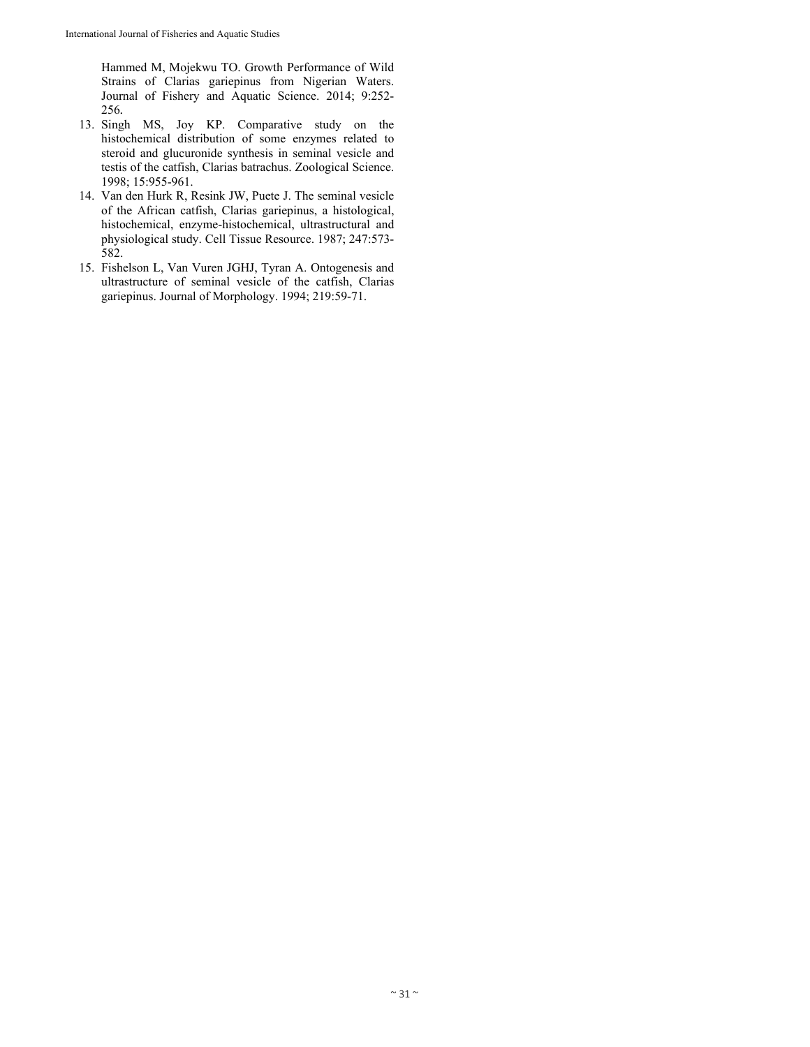Hammed M, Mojekwu TO. Growth Performance of Wild Strains of Clarias gariepinus from Nigerian Waters. Journal of Fishery and Aquatic Science. 2014; 9:252-256.

13. Singh MS, Joy KP. Comparative study on the histochemical distribution of some enzymes related to steroid and glucuronide synthesis in seminal vesicle and testis of the catfish, Clarias batrachus. Zoological Science. 1998; 15:955-961.
14. Van den Hurk R, Resink JW, Puete J. The seminal vesicle of the African catfish, Clarias gariepinus, a histological, histochemical, enzyme-histochemical, ultrastructural and physiological study. Cell Tissue Resource. 1987; 247:573-582.
15. Fishelson L, Van Vuren JGHJ, Tyran A. Ontogenesis and ultrastructure of seminal vesicle of the catfish, Clarias gariepinus. Journal of Morphology. 1994; 219:59-71.